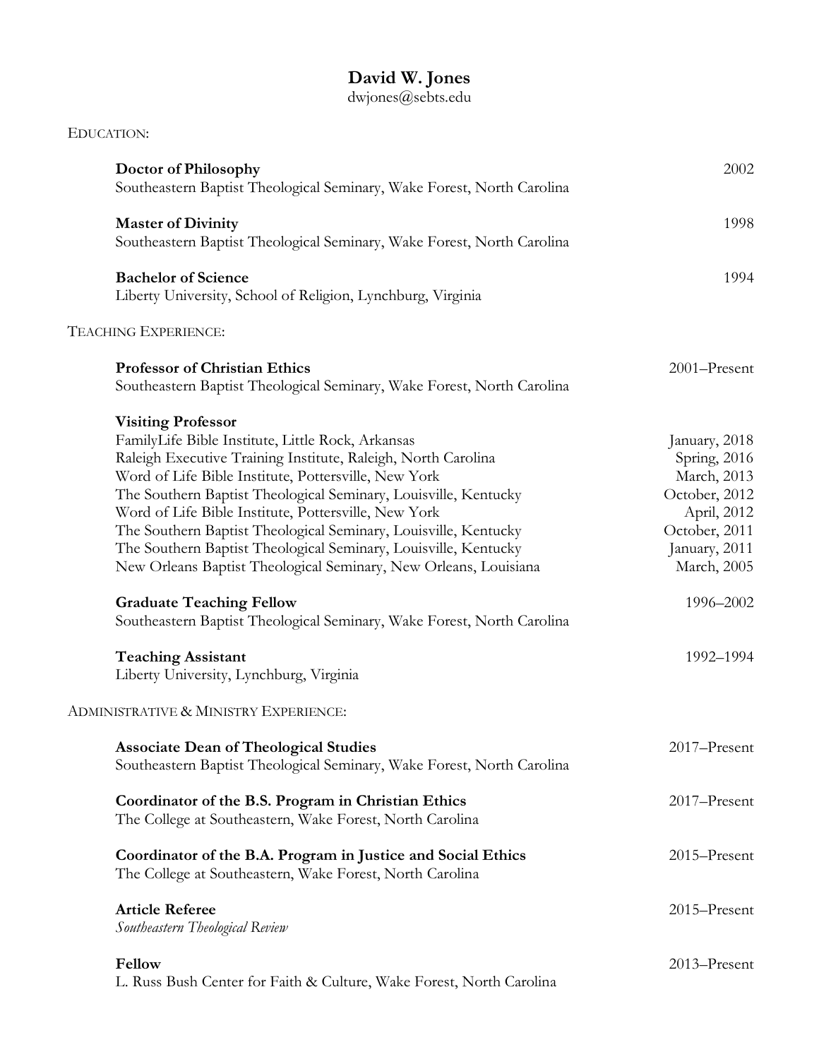# David W. Jones

dwjones@sebts.edu

## Education:

**Doctor of Philosophy** — 2002
Southeastern Baptist Theological Seminary, Wake Forest, North Carolina

**Master of Divinity** — 1998
Southeastern Baptist Theological Seminary, Wake Forest, North Carolina

**Bachelor of Science** — 1994
Liberty University, School of Religion, Lynchburg, Virginia

## Teaching Experience:

**Professor of Christian Ethics** — 2001–Present
Southeastern Baptist Theological Seminary, Wake Forest, North Carolina

**Visiting Professor**
FamilyLife Bible Institute, Little Rock, Arkansas — January, 2018
Raleigh Executive Training Institute, Raleigh, North Carolina — Spring, 2016
Word of Life Bible Institute, Pottersville, New York — March, 2013
The Southern Baptist Theological Seminary, Louisville, Kentucky — October, 2012
Word of Life Bible Institute, Pottersville, New York — April, 2012
The Southern Baptist Theological Seminary, Louisville, Kentucky — October, 2011
The Southern Baptist Theological Seminary, Louisville, Kentucky — January, 2011
New Orleans Baptist Theological Seminary, New Orleans, Louisiana — March, 2005

**Graduate Teaching Fellow** — 1996–2002
Southeastern Baptist Theological Seminary, Wake Forest, North Carolina

**Teaching Assistant** — 1992–1994
Liberty University, Lynchburg, Virginia

## Administrative & Ministry Experience:

**Associate Dean of Theological Studies** — 2017–Present
Southeastern Baptist Theological Seminary, Wake Forest, North Carolina

**Coordinator of the B.S. Program in Christian Ethics** — 2017–Present
The College at Southeastern, Wake Forest, North Carolina

**Coordinator of the B.A. Program in Justice and Social Ethics** — 2015–Present
The College at Southeastern, Wake Forest, North Carolina

**Article Referee** — 2015–Present
*Southeastern Theological Review*

**Fellow** — 2013–Present
L. Russ Bush Center for Faith & Culture, Wake Forest, North Carolina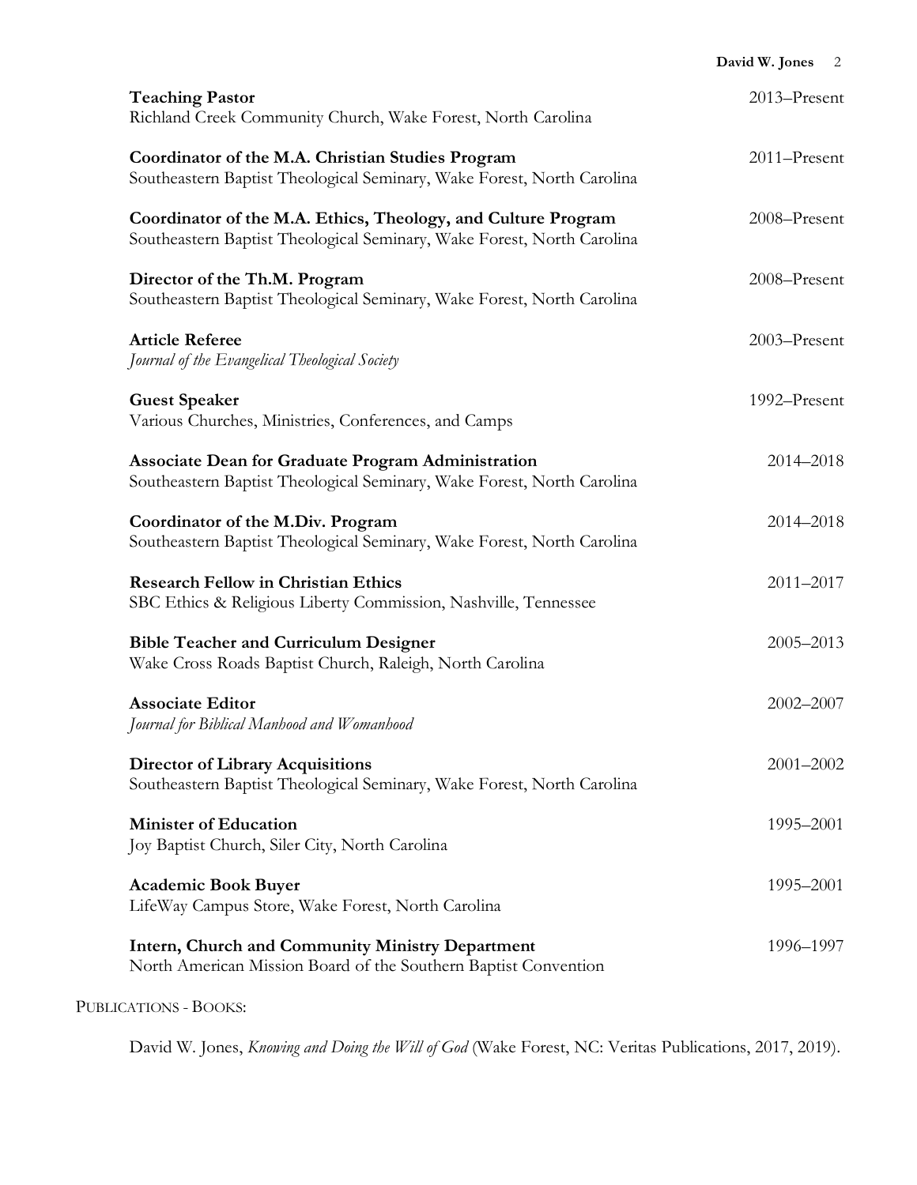**Teaching Pastor** — 2013–Present
Richland Creek Community Church, Wake Forest, North Carolina

**Coordinator of the M.A. Christian Studies Program** — 2011–Present
Southeastern Baptist Theological Seminary, Wake Forest, North Carolina

**Coordinator of the M.A. Ethics, Theology, and Culture Program** — 2008–Present
Southeastern Baptist Theological Seminary, Wake Forest, North Carolina

**Director of the Th.M. Program** — 2008–Present
Southeastern Baptist Theological Seminary, Wake Forest, North Carolina

**Article Referee** — 2003–Present
*Journal of the Evangelical Theological Society*

**Guest Speaker** — 1992–Present
Various Churches, Ministries, Conferences, and Camps

**Associate Dean for Graduate Program Administration** — 2014–2018
Southeastern Baptist Theological Seminary, Wake Forest, North Carolina

**Coordinator of the M.Div. Program** — 2014–2018
Southeastern Baptist Theological Seminary, Wake Forest, North Carolina

**Research Fellow in Christian Ethics** — 2011–2017
SBC Ethics & Religious Liberty Commission, Nashville, Tennessee

**Bible Teacher and Curriculum Designer** — 2005–2013
Wake Cross Roads Baptist Church, Raleigh, North Carolina

**Associate Editor** — 2002–2007
*Journal for Biblical Manhood and Womanhood*

**Director of Library Acquisitions** — 2001–2002
Southeastern Baptist Theological Seminary, Wake Forest, North Carolina

**Minister of Education** — 1995–2001
Joy Baptist Church, Siler City, North Carolina

**Academic Book Buyer** — 1995–2001
LifeWay Campus Store, Wake Forest, North Carolina

**Intern, Church and Community Ministry Department** — 1996–1997
North American Mission Board of the Southern Baptist Convention

## Publications - Books:

David W. Jones, *Knowing and Doing the Will of God* (Wake Forest, NC: Veritas Publications, 2017, 2019).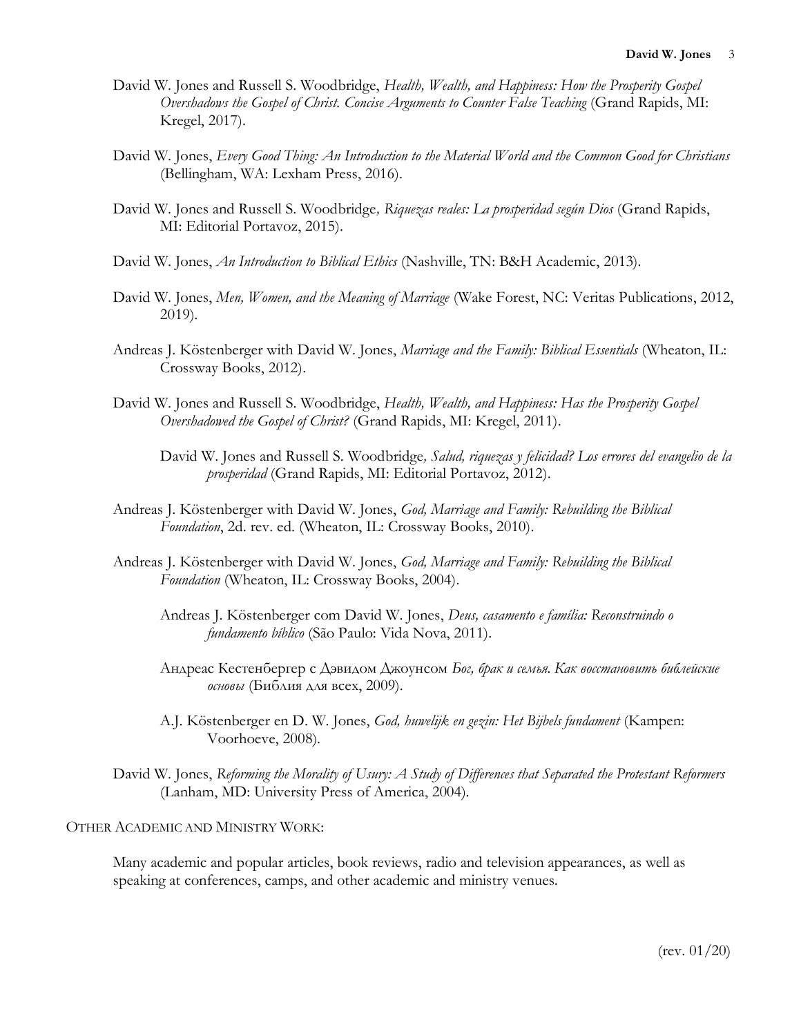David W. Jones and Russell S. Woodbridge, *Health, Wealth, and Happiness: How the Prosperity Gospel Overshadows the Gospel of Christ. Concise Arguments to Counter False Teaching* (Grand Rapids, MI: Kregel, 2017).

David W. Jones, *Every Good Thing: An Introduction to the Material World and the Common Good for Christians* (Bellingham, WA: Lexham Press, 2016).

David W. Jones and Russell S. Woodbridge*, Riquezas reales: La prosperidad según Dios* (Grand Rapids, MI: Editorial Portavoz, 2015).

David W. Jones, *An Introduction to Biblical Ethics* (Nashville, TN: B&H Academic, 2013).

David W. Jones, *Men, Women, and the Meaning of Marriage* (Wake Forest, NC: Veritas Publications, 2012, 2019).

Andreas J. Köstenberger with David W. Jones, *Marriage and the Family: Biblical Essentials* (Wheaton, IL: Crossway Books, 2012).

David W. Jones and Russell S. Woodbridge, *Health, Wealth, and Happiness: Has the Prosperity Gospel Overshadowed the Gospel of Christ?* (Grand Rapids, MI: Kregel, 2011).

> David W. Jones and Russell S. Woodbridge*, Salud, riquezas y felicidad? Los errores del evangelio de la prosperidad* (Grand Rapids, MI: Editorial Portavoz, 2012).

Andreas J. Köstenberger with David W. Jones, *God, Marriage and Family: Rebuilding the Biblical Foundation*, 2d. rev. ed. (Wheaton, IL: Crossway Books, 2010).

Andreas J. Köstenberger with David W. Jones, *God, Marriage and Family: Rebuilding the Biblical Foundation* (Wheaton, IL: Crossway Books, 2004).

> Andreas J. Köstenberger com David W. Jones, *Deus, casamento e família: Reconstruindo o fundamento bíblico* (São Paulo: Vida Nova, 2011).
>
> Андреас Кестенбергер с Дэвидом Джоунсом *Бог, брак и семья. Как восстановить библейские основы* (Библия для всех, 2009).
>
> A.J. Köstenberger en D. W. Jones, *God, huwelijk en gezin: Het Bijbels fundament* (Kampen: Voorhoeve, 2008).

David W. Jones, *Reforming the Morality of Usury: A Study of Differences that Separated the Protestant Reformers* (Lanham, MD: University Press of America, 2004).

OTHER ACADEMIC AND MINISTRY WORK:

Many academic and popular articles, book reviews, radio and television appearances, as well as speaking at conferences, camps, and other academic and ministry venues.

(rev. 01/20)